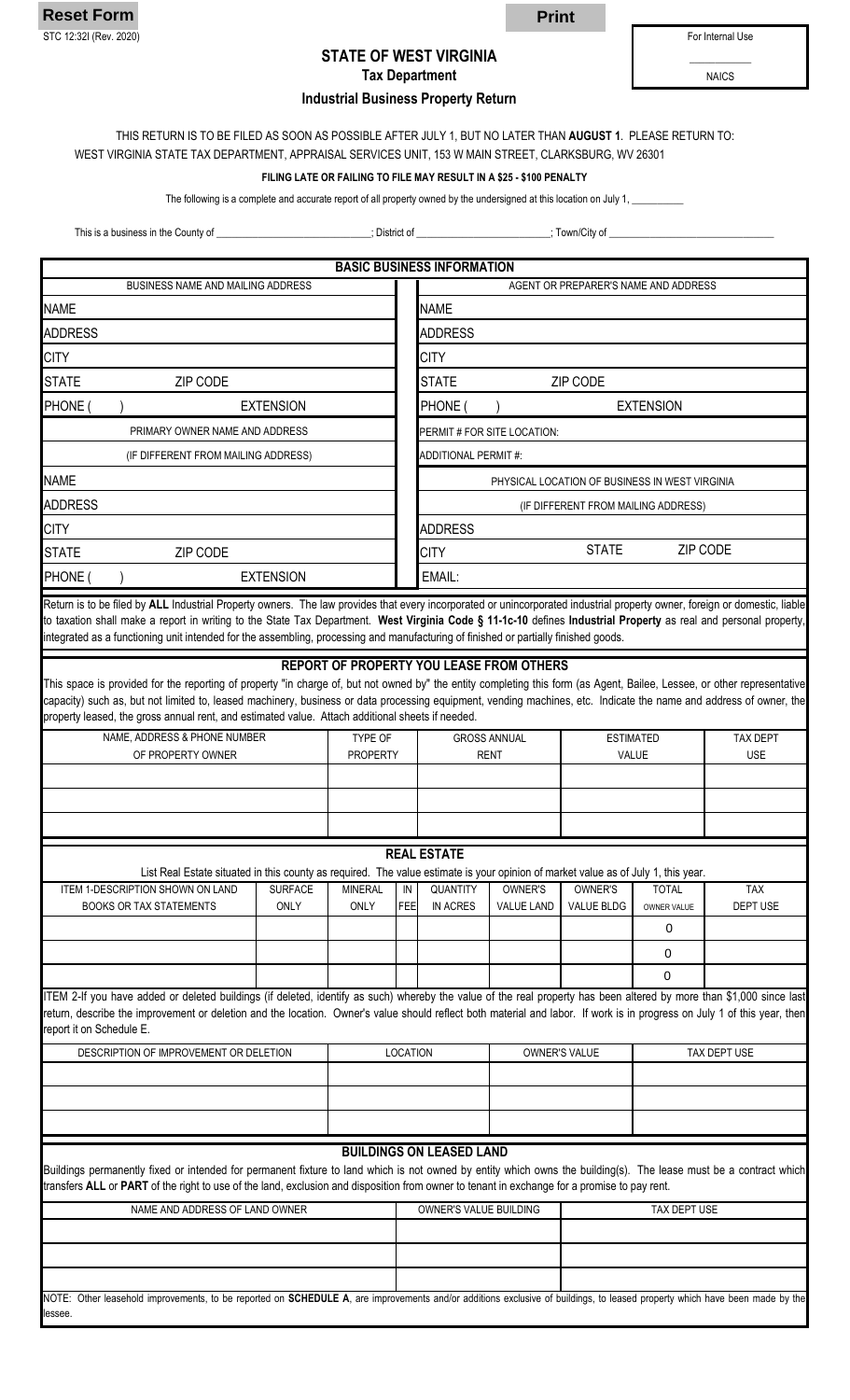Reset Form Print

STC 12:32I (Rev. 2020)

For Internal Use

___________

NAICS

# STATE OF WEST VIRGINIA

## Tax Department

### Industrial Business Property Return

THIS RETURN IS TO BE FILED AS SOON AS POSSIBLE AFTER JULY 1, BUT NO LATER THAN **AUGUST 1**. PLEASE RETURN TO: WEST VIRGINIA STATE TAX DEPARTMENT, APPRAISAL SERVICES UNIT, 153 W MAIN STREET, CLARKSBURG, WV 26301

**FILING LATE OR FAILING TO FILE MAY RESULT IN A $25 - $100 PENALTY**

The following is a complete and accurate report of all property owned by the undersigned at this location on July 1, __________

This is a business in the County of ____________________________; District of ________________________; Town/City of ______________________________

## BASIC BUSINESS INFORMATION

| BUSINESS NAME AND MAILING ADDRESS | | AGENT OR PREPARER'S NAME AND ADDRESS | |
|---|---|---|---|
| NAME | | NAME | |
| ADDRESS | | ADDRESS | |
| CITY | | CITY | |
| STATE | ZIP CODE | STATE | ZIP CODE |
| PHONE ( ) | EXTENSION | PHONE ( ) | EXTENSION |
| PRIMARY OWNER NAME AND ADDRESS (IF DIFFERENT FROM MAILING ADDRESS) | | PERMIT # FOR SITE LOCATION: | |
| | | ADDITIONAL PERMIT #: | |
| NAME | | PHYSICAL LOCATION OF BUSINESS IN WEST VIRGINIA (IF DIFFERENT FROM MAILING ADDRESS) | |
| ADDRESS | | | |
| CITY | | ADDRESS | |
| STATE | ZIP CODE | CITY | STATE ZIP CODE |
| PHONE ( ) | EXTENSION | EMAIL: | |

Return is to be filed by **ALL** Industrial Property owners. The law provides that every incorporated or unincorporated industrial property owner, foreign or domestic, liable to taxation shall make a report in writing to the State Tax Department. **West Virginia Code § 11-1c-10** defines **Industrial Property** as real and personal property, integrated as a functioning unit intended for the assembling, processing and manufacturing of finished or partially finished goods.

## REPORT OF PROPERTY YOU LEASE FROM OTHERS

This space is provided for the reporting of property "in charge of, but not owned by" the entity completing this form (as Agent, Bailee, Lessee, or other representative capacity) such as, but not limited to, leased machinery, business or data processing equipment, vending machines, etc. Indicate the name and address of owner, the property leased, the gross annual rent, and estimated value. Attach additional sheets if needed.

| NAME, ADDRESS & PHONE NUMBER OF PROPERTY OWNER | TYPE OF PROPERTY | GROSS ANNUAL RENT | ESTIMATED VALUE | TAX DEPT USE |
|---|---|---|---|---|
| | | | | |
| | | | | |
| | | | | |

## REAL ESTATE

List Real Estate situated in this county as required. The value estimate is your opinion of market value as of July 1, this year.

| ITEM 1-DESCRIPTION SHOWN ON LAND BOOKS OR TAX STATEMENTS | SURFACE ONLY | MINERAL ONLY | IN FEE | QUANTITY IN ACRES | OWNER'S VALUE LAND | OWNER'S VALUE BLDG | TOTAL OWNER VALUE | TAX DEPT USE |
|---|---|---|---|---|---|---|---|---|
| | | | | | | | 0 | |
| | | | | | | | 0 | |
| | | | | | | | 0 | |

ITEM 2-If you have added or deleted buildings (if deleted, identify as such) whereby the value of the real property has been altered by more than $1,000 since last return, describe the improvement or deletion and the location. Owner's value should reflect both material and labor. If work is in progress on July 1 of this year, then report it on Schedule E.

| DESCRIPTION OF IMPROVEMENT OR DELETION | LOCATION | OWNER'S VALUE | TAX DEPT USE |
|---|---|---|---|
| | | | |
| | | | |
| | | | |

## BUILDINGS ON LEASED LAND

Buildings permanently fixed or intended for permanent fixture to land which is not owned by entity which owns the building(s). The lease must be a contract which transfers **ALL** or **PART** of the right to use of the land, exclusion and disposition from owner to tenant in exchange for a promise to pay rent.

| NAME AND ADDRESS OF LAND OWNER | OWNER'S VALUE BUILDING | TAX DEPT USE |
|---|---|---|
| | | |
| | | |
| | | |

NOTE: Other leasehold improvements, to be reported on **SCHEDULE A**, are improvements and/or additions exclusive of buildings, to leased property which have been made by the lessee.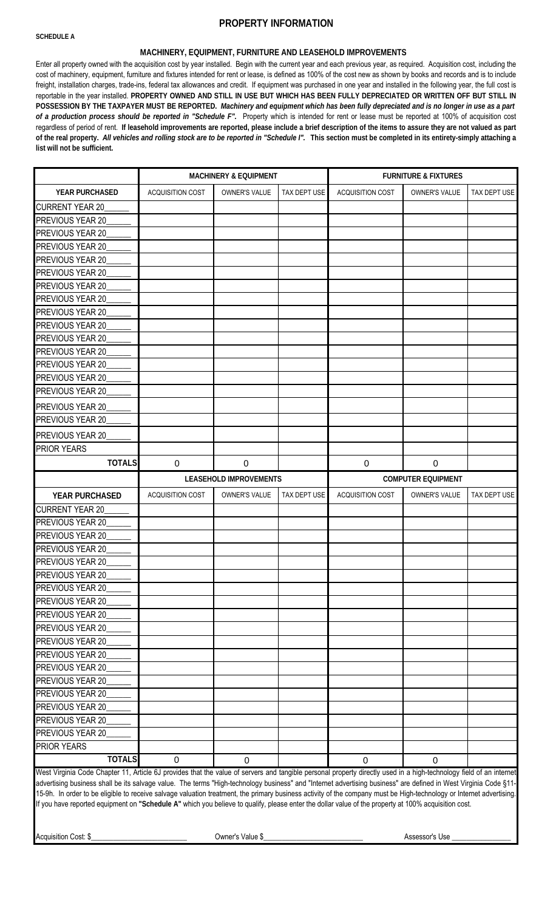## PROPERTY INFORMATION

**SCHEDULE A**

### MACHINERY, EQUIPMENT, FURNITURE AND LEASEHOLD IMPROVEMENTS

Enter all property owned with the acquisition cost by year installed. Begin with the current year and each previous year, as required. Acquisition cost, including the cost of machinery, equipment, furniture and fixtures intended for rent or lease, is defined as 100% of the cost new as shown by books and records and is to include freight, installation charges, trade-ins, federal tax allowances and credit. If equipment was purchased in one year and installed in the following year, the full cost is reportable in the year installed. **PROPERTY OWNED AND STILL IN USE BUT WHICH HAS BEEN FULLY DEPRECIATED OR WRITTEN OFF BUT STILL IN POSSESSION BY THE TAXPAYER MUST BE REPORTED.** ***Machinery and equipment which has been fully depreciated and is no longer in use as a part of a production process should be reported in "Schedule F".*** Property which is intended for rent or lease must be reported at 100% of acquisition cost regardless of period of rent. **If leasehold improvements are reported, please include a brief description of the items to assure they are not valued as part of the real property.** ***All vehicles and rolling stock are to be reported in "Schedule I".*** **This section must be completed in its entirety-simply attaching a list will not be sufficient.**

| | MACHINERY & EQUIPMENT | | | FURNITURE & FIXTURES | | |
|---|---|---|---|---|---|---|
| **YEAR PURCHASED** | ACQUISITION COST | OWNER'S VALUE | TAX DEPT USE | ACQUISITION COST | OWNER'S VALUE | TAX DEPT USE |
| CURRENT YEAR 20\_\_\_\_\_\_ | | | | | | |
| PREVIOUS YEAR 20\_\_\_\_\_\_ | | | | | | |
| PREVIOUS YEAR 20\_\_\_\_\_\_ | | | | | | |
| PREVIOUS YEAR 20\_\_\_\_\_\_ | | | | | | |
| PREVIOUS YEAR 20\_\_\_\_\_\_ | | | | | | |
| PREVIOUS YEAR 20\_\_\_\_\_\_ | | | | | | |
| PREVIOUS YEAR 20\_\_\_\_\_\_ | | | | | | |
| PREVIOUS YEAR 20\_\_\_\_\_\_ | | | | | | |
| PREVIOUS YEAR 20\_\_\_\_\_\_ | | | | | | |
| PREVIOUS YEAR 20\_\_\_\_\_\_ | | | | | | |
| PREVIOUS YEAR 20\_\_\_\_\_\_ | | | | | | |
| PREVIOUS YEAR 20\_\_\_\_\_\_ | | | | | | |
| PREVIOUS YEAR 20\_\_\_\_\_\_ | | | | | | |
| PREVIOUS YEAR 20\_\_\_\_\_\_ | | | | | | |
| PREVIOUS YEAR 20\_\_\_\_\_\_ | | | | | | |
| PREVIOUS YEAR 20\_\_\_\_\_\_ | | | | | | |
| PREVIOUS YEAR 20\_\_\_\_\_\_ | | | | | | |
| PREVIOUS YEAR 20\_\_\_\_\_\_ | | | | | | |
| PRIOR YEARS | | | | | | |
| **TOTALS** | 0 | 0 | | 0 | 0 | |
| | **LEASEHOLD IMPROVEMENTS** | | | **COMPUTER EQUIPMENT** | | |
| **YEAR PURCHASED** | ACQUISITION COST | OWNER'S VALUE | TAX DEPT USE | ACQUISITION COST | OWNER'S VALUE | TAX DEPT USE |
| CURRENT YEAR 20\_\_\_\_\_\_ | | | | | | |
| PREVIOUS YEAR 20\_\_\_\_\_\_ | | | | | | |
| PREVIOUS YEAR 20\_\_\_\_\_\_ | | | | | | |
| PREVIOUS YEAR 20\_\_\_\_\_\_ | | | | | | |
| PREVIOUS YEAR 20\_\_\_\_\_\_ | | | | | | |
| PREVIOUS YEAR 20\_\_\_\_\_\_ | | | | | | |
| PREVIOUS YEAR 20\_\_\_\_\_\_ | | | | | | |
| PREVIOUS YEAR 20\_\_\_\_\_\_ | | | | | | |
| PREVIOUS YEAR 20\_\_\_\_\_\_ | | | | | | |
| PREVIOUS YEAR 20\_\_\_\_\_\_ | | | | | | |
| PREVIOUS YEAR 20\_\_\_\_\_\_ | | | | | | |
| PREVIOUS YEAR 20\_\_\_\_\_\_ | | | | | | |
| PREVIOUS YEAR 20\_\_\_\_\_\_ | | | | | | |
| PREVIOUS YEAR 20\_\_\_\_\_\_ | | | | | | |
| PREVIOUS YEAR 20\_\_\_\_\_\_ | | | | | | |
| PREVIOUS YEAR 20\_\_\_\_\_\_ | | | | | | |
| PREVIOUS YEAR 20\_\_\_\_\_\_ | | | | | | |
| PREVIOUS YEAR 20\_\_\_\_\_\_ | | | | | | |
| PRIOR YEARS | | | | | | |
| **TOTALS** | 0 | 0 | | 0 | 0 | |

West Virginia Code Chapter 11, Article 6J provides that the value of servers and tangible personal property directly used in a high-technology field of an internet advertising business shall be its salvage value. The terms "High-technology business" and "Internet advertising business" are defined in West Virginia Code §11-15-9h. In order to be eligible to receive salvage valuation treatment, the primary business activity of the company must be High-technology or Internet advertising. If you have reported equipment on **"Schedule A"** which you believe to qualify, please enter the dollar value of the property at 100% acquisition cost.

Acquisition Cost: $\_\_\_\_\_\_\_\_\_\_\_\_\_\_\_\_\_\_\_\_\_\_\_\_\_ Owner's Value $\_\_\_\_\_\_\_\_\_\_\_\_\_\_\_\_\_\_\_\_\_\_\_\_\_\_ Assessor's Use \_\_\_\_\_\_\_\_\_\_\_\_\_\_\_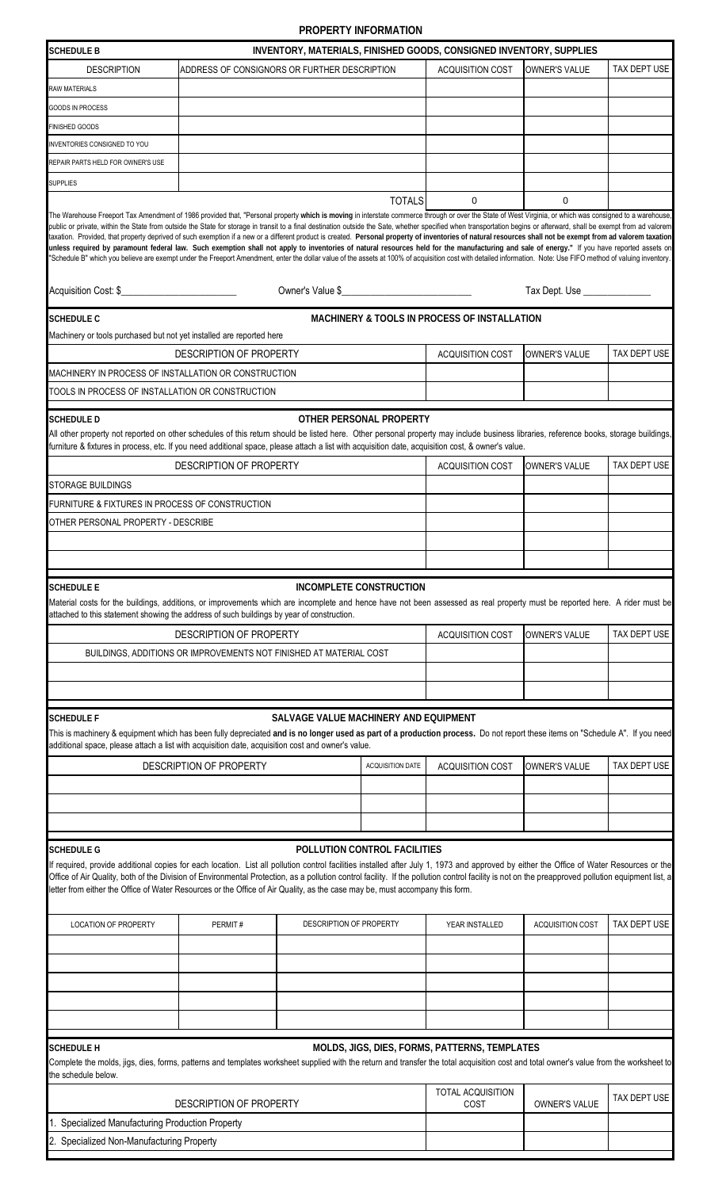# PROPERTY INFORMATION

## SCHEDULE B — INVENTORY, MATERIALS, FINISHED GOODS, CONSIGNED INVENTORY, SUPPLIES

| DESCRIPTION | ADDRESS OF CONSIGNORS OR FURTHER DESCRIPTION | ACQUISITION COST | OWNER'S VALUE | TAX DEPT USE |
|---|---|---|---|---|
| RAW MATERIALS | | | | |
| GOODS IN PROCESS | | | | |
| FINISHED GOODS | | | | |
| INVENTORIES CONSIGNED TO YOU | | | | |
| REPAIR PARTS HELD FOR OWNER'S USE | | | | |
| SUPPLIES | | | | |
| | TOTALS | 0 | 0 | |

The Warehouse Freeport Tax Amendment of 1986 provided that, "Personal property **which is moving** in interstate commerce through or over the State of West Virginia, or which was consigned to a warehouse, public or private, within the State from outside the State for storage in transit to a final destination outside the Sate, whether specified when transportation begins or afterward, shall be exempt from ad valorem taxation. Provided, that property deprived of such exemption if a new or a different product is created. **Personal property of inventories of natural resources shall not be exempt from ad valorem taxation unless required by paramount federal law. Such exemption shall not apply to inventories of natural resources held for the manufacturing and sale of energy."** If you have reported assets on "Schedule B" which you believe are exempt under the Freeport Amendment, enter the dollar value of the assets at 100% of acquisition cost with detailed information. Note: Use FIFO method of valuing inventory.

Acquisition Cost: $\_\_\_\_\_\_\_\_\_\_\_\_\_\_\_\_\_\_\_\_ Owner's Value $\_\_\_\_\_\_\_\_\_\_\_\_\_\_\_\_\_\_\_\_ Tax Dept. Use \_\_\_\_\_\_\_\_\_\_\_\_

## SCHEDULE C — MACHINERY & TOOLS IN PROCESS OF INSTALLATION

Machinery or tools purchased but not yet installed are reported here

| DESCRIPTION OF PROPERTY | ACQUISITION COST | OWNER'S VALUE | TAX DEPT USE |
|---|---|---|---|
| MACHINERY IN PROCESS OF INSTALLATION OR CONSTRUCTION | | | |
| TOOLS IN PROCESS OF INSTALLATION OR CONSTRUCTION | | | |

## SCHEDULE D — OTHER PERSONAL PROPERTY

All other property not reported on other schedules of this return should be listed here. Other personal property may include business libraries, reference books, storage buildings, furniture & fixtures in process, etc. If you need additional space, please attach a list with acquisition date, acquisition cost, & owner's value.

| DESCRIPTION OF PROPERTY | ACQUISITION COST | OWNER'S VALUE | TAX DEPT USE |
|---|---|---|---|
| STORAGE BUILDINGS | | | |
| FURNITURE & FIXTURES IN PROCESS OF CONSTRUCTION | | | |
| OTHER PERSONAL PROPERTY - DESCRIBE | | | |
| | | | |
| | | | |

## SCHEDULE E — INCOMPLETE CONSTRUCTION

Material costs for the buildings, additions, or improvements which are incomplete and hence have not been assessed as real property must be reported here. A rider must be attached to this statement showing the address of such buildings by year of construction.

| DESCRIPTION OF PROPERTY | ACQUISITION COST | OWNER'S VALUE | TAX DEPT USE |
|---|---|---|---|
| BUILDINGS, ADDITIONS OR IMPROVEMENTS NOT FINISHED AT MATERIAL COST | | | |
| | | | |
| | | | |

## SCHEDULE F — SALVAGE VALUE MACHINERY AND EQUIPMENT

This is machinery & equipment which has been fully depreciated **and is no longer used as part of a production process.** Do not report these items on "Schedule A". If you need additional space, please attach a list with acquisition date, acquisition cost and owner's value.

| DESCRIPTION OF PROPERTY | ACQUISITION DATE | ACQUISITION COST | OWNER'S VALUE | TAX DEPT USE |
|---|---|---|---|---|
| | | | | |
| | | | | |
| | | | | |

## SCHEDULE G — POLLUTION CONTROL FACILITIES

If required, provide additional copies for each location. List all pollution control facilities installed after July 1, 1973 and approved by either the Office of Water Resources or the Office of Air Quality, both of the Division of Environmental Protection, as a pollution control facility. If the pollution control facility is not on the preapproved pollution equipment list, a letter from either the Office of Water Resources or the Office of Air Quality, as the case may be, must accompany this form.

| LOCATION OF PROPERTY | PERMIT # | DESCRIPTION OF PROPERTY | YEAR INSTALLED | ACQUISITION COST | TAX DEPT USE |
|---|---|---|---|---|---|
| | | | | | |
| | | | | | |
| | | | | | |
| | | | | | |
| | | | | | |

## SCHEDULE H — MOLDS, JIGS, DIES, FORMS, PATTERNS, TEMPLATES

Complete the molds, jigs, dies, forms, patterns and templates worksheet supplied with the return and transfer the total acquisition cost and total owner's value from the worksheet to the schedule below.

| DESCRIPTION OF PROPERTY | TOTAL ACQUISITION COST | OWNER'S VALUE | TAX DEPT USE |
|---|---|---|---|
| 1. Specialized Manufacturing Production Property | | | |
| 2. Specialized Non-Manufacturing Property | | | |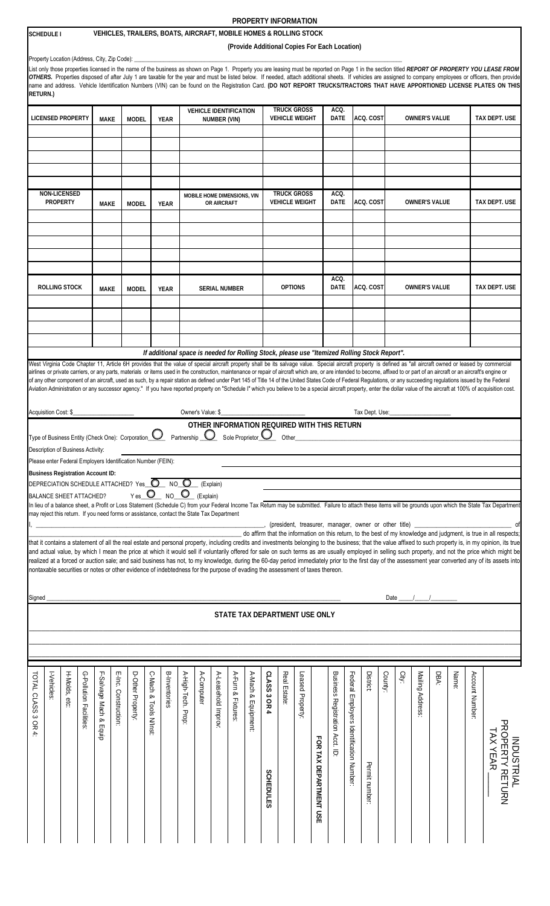# PROPERTY INFORMATION

**SCHEDULE I** **VEHICLES, TRAILERS, BOATS, AIRCRAFT, MOBILE HOMES & ROLLING STOCK**

**(Provide Additional Copies For Each Location)**

Property Location (Address, City, Zip Code): ____________________

List only those properties licensed in the name of the business as shown on Page 1. Property you are leasing must be reported on Page 1 in the section titled ***REPORT OF PROPERTY YOU LEASE FROM OTHERS.*** Properties disposed of after July 1 are taxable for the year and must be listed below. If needed, attach additional sheets. If vehicles are assigned to company employees or officers, then provide name and address. Vehicle Identification Numbers (VIN) can be found on the Registration Card. **(DO NOT REPORT TRUCKS/TRACTORS THAT HAVE APPORTIONED LICENSE PLATES ON THIS RETURN.)**

| LICENSED PROPERTY | MAKE | MODEL | YEAR | VEHICLE IDENTIFICATION NUMBER (VIN) | TRUCK GROSS VEHICLE WEIGHT | ACQ. DATE | ACQ. COST | OWNER'S VALUE | TAX DEPT. USE |
|---|---|---|---|---|---|---|---|---|---|
| | | | | | | | | | |
| | | | | | | | | | |
| | | | | | | | | | |
| | | | | | | | | | |
| | | | | | | | | | |

| NON-LICENSED PROPERTY | MAKE | MODEL | YEAR | MOBILE HOME DIMENSIONS, VIN OR AIRCRAFT | TRUCK GROSS VEHICLE WEIGHT | ACQ. DATE | ACQ. COST | OWNER'S VALUE | TAX DEPT. USE |
|---|---|---|---|---|---|---|---|---|---|
| | | | | | | | | | |
| | | | | | | | | | |
| | | | | | | | | | |
| | | | | | | | | | |
| | | | | | | | | | |

| ROLLING STOCK | MAKE | MODEL | YEAR | SERIAL NUMBER | OPTIONS | ACQ. DATE | ACQ. COST | OWNER'S VALUE | TAX DEPT. USE |
|---|---|---|---|---|---|---|---|---|---|
| | | | | | | | | | |
| | | | | | | | | | |
| | | | | | | | | | |
| | | | | | | | | | |

*If additional space is needed for Rolling Stock, please use "Itemized Rolling Stock Report".*

West Virginia Code Chapter 11, Article 6H provides that the value of special aircraft property shall be its salvage value. Special aircraft property is defined as "all aircraft owned or leased by commercial airlines or private carriers, or any parts, materials or items used in the construction, maintenance or repair of aircraft which are, or are intended to become, affixed to or part of an aircraft or an aircraft's engine or of any other component of an aircraft, used as such, by a repair station as defined under Part 145 of Title 14 of the United States Code of Federal Regulations, or any succeeding regulations issued by the Federal Aviation Administration or any successor agency." If you have reported property on "Schedule I" which you believe to be a special aircraft property, enter the dollar value of the aircraft at 100% of acquisition cost.

Acquisition Cost: $__________ Owner's Value: $__________ Tax Dept. Use:__________

## OTHER INFORMATION REQUIRED WITH THIS RETURN

Type of Business Entity (Check One): Corporation ◯ Partnership ◯ Sole Proprietor ◯ Other__________

Description of Business Activity:

Please enter Federal Employers Identification Number (FEIN):

**Business Registration Account ID:**

DEPRECIATION SCHEDULE ATTACHED? Yes ◯ NO ◯ (Explain)

BALANCE SHEET ATTACHED? Yes ◯ NO ◯ (Explain)

In lieu of a balance sheet, a Profit or Loss Statement (Schedule C) from your Federal Income Tax Return may be submitted. Failure to attach these items will be grounds upon which the State Tax Department may reject this return. If you need forms or assistance, contact the State Tax Department

I, ____________________, (president, treasurer, manager, owner or other title) ____________________ of ____________________ do affirm that the information on this return, to the best of my knowledge and judgment, is true in all respects; that it contains a statement of all the real estate and personal property, including credits and investments belonging to the business; that the value affixed to such property is, in my opinion, its true and actual value, by which I mean the price at which it would sell if voluntarily offered for sale on such terms as are usually employed in selling such property, and not the price which might be realized at a forced or auction sale; and said business has not, to my knowledge, during the 60-day period immediately prior to the first day of the assessment year converted any of its assets into nontaxable securities or notes or other evidence of indebtedness for the purpose of evading the assessment of taxes thereon.

Signed ____________________ Date ____/____/________

## STATE TAX DEPARTMENT USE ONLY

**INDUSTRIAL PROPERTY RETURN TAX YEAR ______**

Account Number:

Name:

DBA:

Mailing Address:

City:

County:

District: Permit number:

Federal Employers Identification Number:

Business Registration Acct. ID:

**FOR TAX DEPARTMENT USE**

Leased Property:

Real Estate:

**CLASS 3 OR 4** **SCHEDULES**

A-Mach & Equipment:

A-Furn & Fixtures:

A-Leasehold Improv:

A-Computer

A-High-Tech. Prop:

B-Inventories

C-Mach & Tools N/inst:

D-Other Property:

E-Inc. Construction:

F-Salvage Mach & Equip

G-Pollution Facilities:

H-Molds, etc:

I-Vehicles:

TOTAL CLASS 3 OR 4: